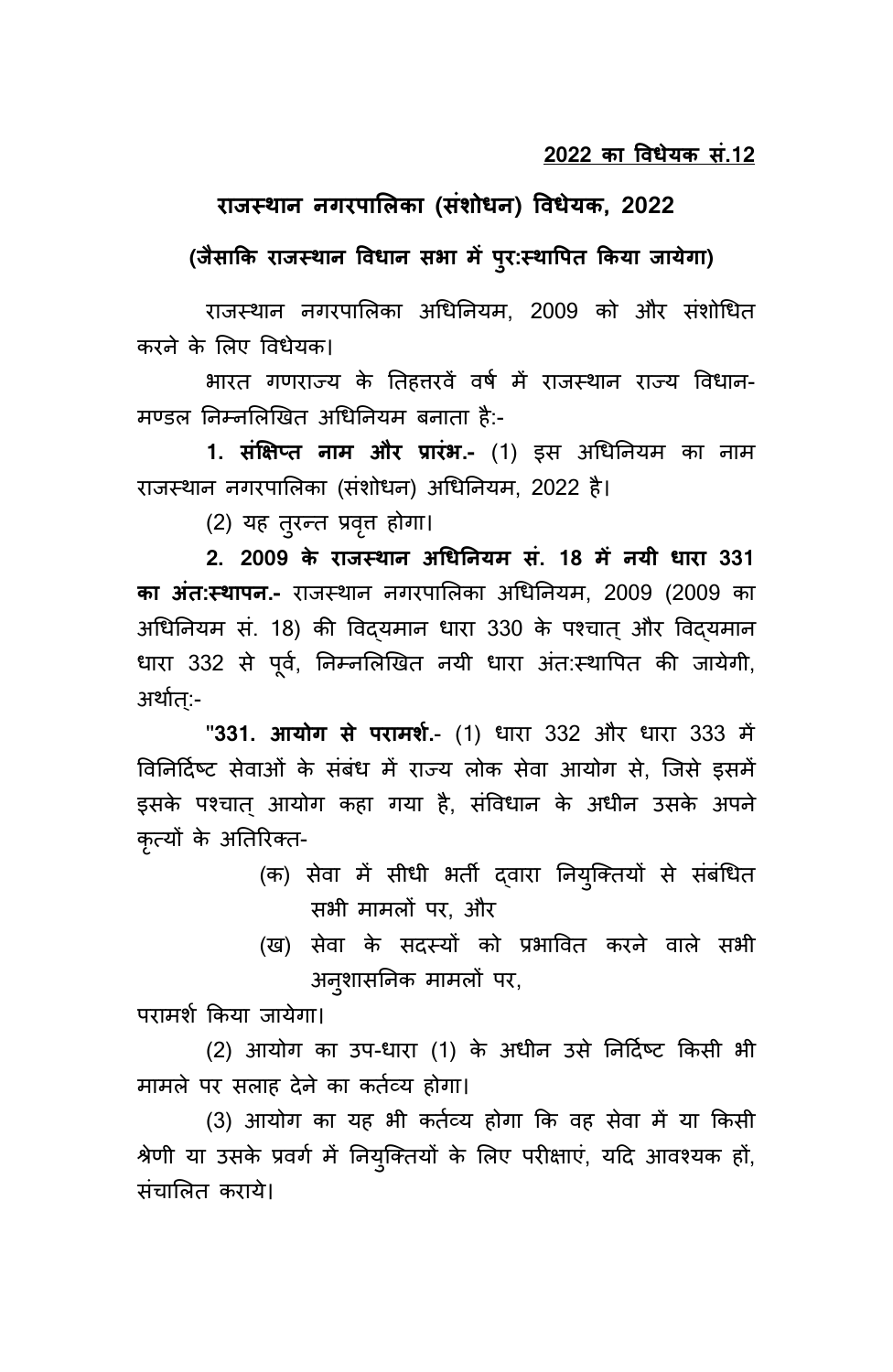**2022 का विधेयक सं.12**

# राजस्थान नगरपालिका (संशोधन) विधेयक, 2022

**(जैसाकि राजस्थान विधान सभा में पुरःस्थापित किया जायेगा)**

राजस्थान नगरपालिका अधिनियम, 2009 को और संशोधित करने के लिए विधेयक।

भारत गणराज्य के तिहत्तरवें वर्ष में राजस्थान राज्य विधान-मण्डल निम्नलिखित अधिनियम बनाता है:-

**1. संक्षिप्त नाम और प्रारंभ.-** (1) इस अधिनियम का नाम राजस्थान नगरपालिका (संशोधन) अधिनियम, 2022 है।

(2) यह तुरन्त प्रवृत्त होगा।

**2. 2009 के राजस्थान अधिनियम सं. 18 में नयी धारा 331 का अंतःस्थापन.-** राजस्थान नगरपालिका अधिनियम, 2009 (2009 का अधिनियम सं. 18) की विद्यमान धारा 330 के पश्चात् और विद्यमान धारा 332 से पूर्व, निम्नलिखित नयी धारा अंतःस्थापित की जायेगी, अर्थात्:-

"**331. आयोग से परामर्श.**- (1) धारा 332 और धारा 333 में विनिर्दिष्ट सेवाओं के संबंध में राज्य लोक सेवा आयोग से, जिसे इसमें इसके पश्चात् आयोग कहा गया है, संविधान के अधीन उसके अपने कृत्यों के अतिरिक्त-

(क) सेवा में सीधी भर्ती द्वारा नियुक्तियों से संबंधित सभी मामलों पर, और

(ख) सेवा के सदस्यों को प्रभावित करने वाले सभी अनुशासनिक मामलों पर,

परामर्श किया जायेगा।

(2) आयोग का उप-धारा (1) के अधीन उसे निर्दिष्ट किसी भी मामले पर सलाह देने का कर्तव्य होगा।

(3) आयोग का यह भी कर्तव्य होगा कि वह सेवा में या किसी श्रेणी या उसके प्रवर्ग में नियुक्तियों के लिए परीक्षाएं, यदि आवश्यक हों, संचालित कराये।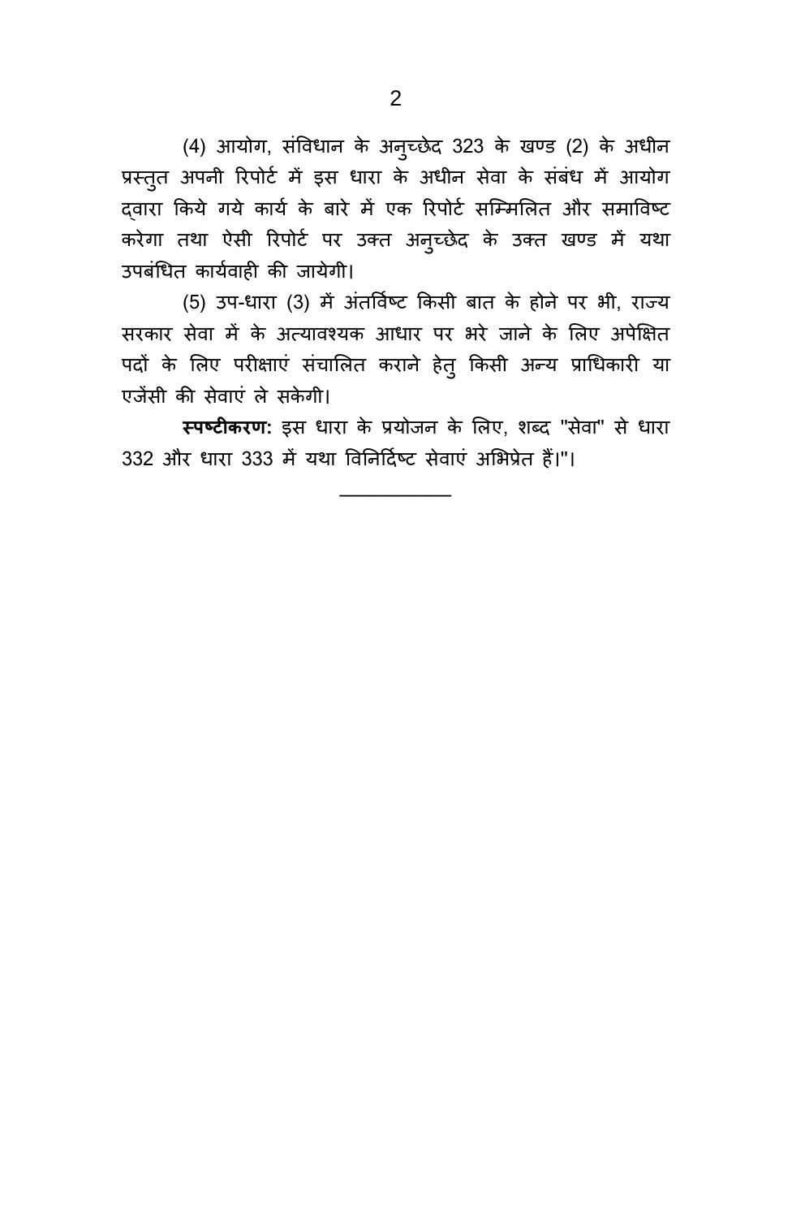(4) आयोग, संविधान के अनुच्छेद 323 के खण्ड (2) के अधीन प्रस्तुत अपनी रिपोर्ट में इस धारा के अधीन सेवा के संबंध में आयोग द्वारा किये गये कार्य के बारे में एक रिपोर्ट सम्मिलित और समाविष्ट करेगा तथा ऐसी रिपोर्ट पर उक्त अनुच्छेद के उक्त खण्ड में यथा उपबंधित कार्यवाही की जायेगी।

(5) उप-धारा (3) में अंतर्विष्ट किसी बात के होने पर भी, राज्य सरकार सेवा में के अत्यावश्यक आधार पर भरे जाने के लिए अपेक्षित पदों के लिए परीक्षाएं संचालित कराने हेतु किसी अन्य प्राधिकारी या एजेंसी की सेवाएं ले सकेगी।

**स्पष्टीकरण:** इस धारा के प्रयोजन के लिए, शब्द "सेवा" से धारा 332 और धारा 333 में यथा विनिर्दिष्ट सेवाएं अभिप्रेत हैं।"।

---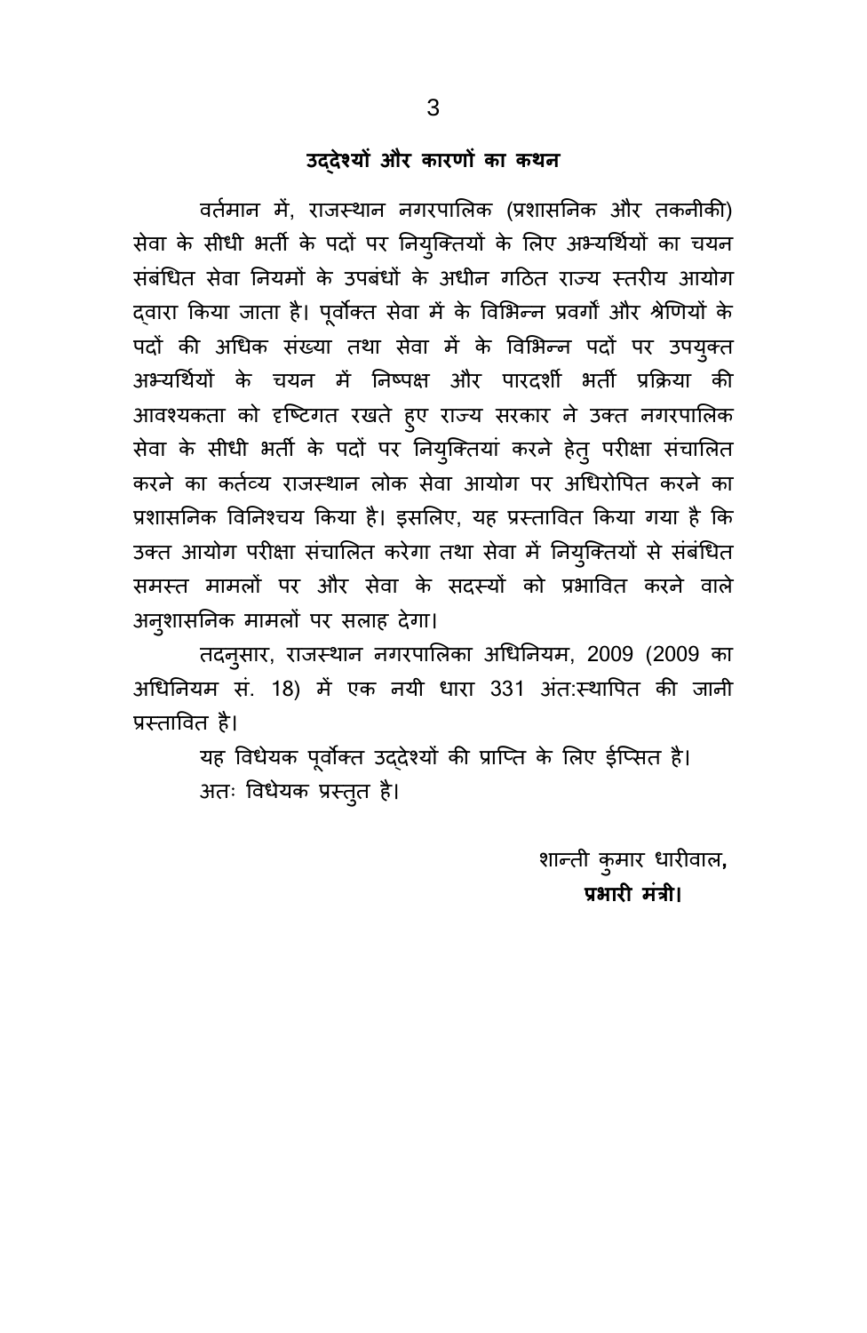## उद्देश्यों और कारणों का कथन

वर्तमान में, राजस्थान नगरपालिक (प्रशासनिक और तकनीकी) सेवा के सीधी भर्ती के पदों पर नियुक्तियों के लिए अभ्यर्थियों का चयन संबंधित सेवा नियमों के उपबंधों के अधीन गठित राज्य स्तरीय आयोग द्वारा किया जाता है। पूर्वोक्त सेवा में के विभिन्न प्रवर्गों और श्रेणियों के पदों की अधिक संख्या तथा सेवा में के विभिन्न पदों पर उपयुक्त अभ्यर्थियों के चयन में निष्पक्ष और पारदर्शी भर्ती प्रक्रिया की आवश्यकता को दृष्टिगत रखते हुए राज्य सरकार ने उक्त नगरपालिक सेवा के सीधी भर्ती के पदों पर नियुक्तियां करने हेतु परीक्षा संचालित करने का कर्तव्य राजस्थान लोक सेवा आयोग पर अधिरोपित करने का प्रशासनिक विनिश्चय किया है। इसलिए, यह प्रस्तावित किया गया है कि उक्त आयोग परीक्षा संचालित करेगा तथा सेवा में नियुक्तियों से संबंधित समस्त मामलों पर और सेवा के सदस्यों को प्रभावित करने वाले अनुशासनिक मामलों पर सलाह देगा।

तदनुसार, राजस्थान नगरपालिका अधिनियम, 2009 (2009 का अधिनियम सं. 18) में एक नयी धारा 331 अंत:स्थापित की जानी प्रस्तावित है।

यह विधेयक पूर्वोक्त उद्देश्यों की प्राप्ति के लिए ईप्सित है।

अतः विधेयक प्रस्तुत है।

शान्ती कुमार धारीवाल,
**प्रभारी मंत्री।**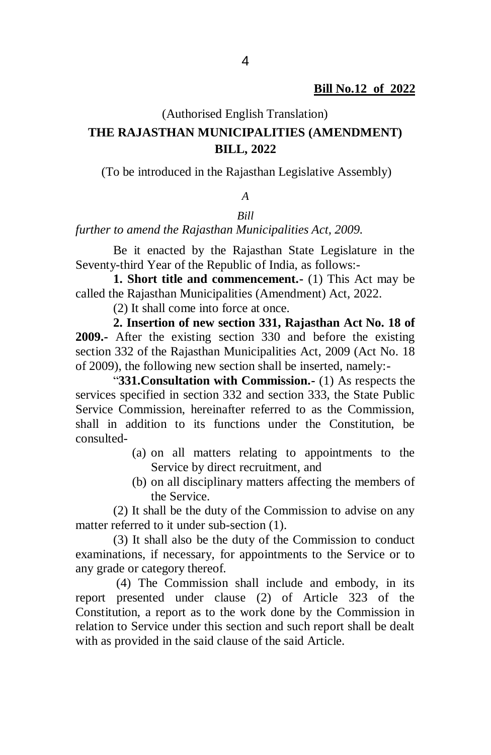**Bill No.12 of 2022**

(Authorised English Translation)

# THE RAJASTHAN MUNICIPALITIES (AMENDMENT) BILL, 2022

(To be introduced in the Rajasthan Legislative Assembly)

*A*

*Bill*

*further to amend the Rajasthan Municipalities Act, 2009.*

Be it enacted by the Rajasthan State Legislature in the Seventy-third Year of the Republic of India, as follows:-

**1. Short title and commencement.-** (1) This Act may be called the Rajasthan Municipalities (Amendment) Act, 2022.

(2) It shall come into force at once.

**2. Insertion of new section 331, Rajasthan Act No. 18 of 2009.-** After the existing section 330 and before the existing section 332 of the Rajasthan Municipalities Act, 2009 (Act No. 18 of 2009), the following new section shall be inserted, namely:-

"**331.Consultation with Commission.-** (1) As respects the services specified in section 332 and section 333, the State Public Service Commission, hereinafter referred to as the Commission, shall in addition to its functions under the Constitution, be consulted-

(a) on all matters relating to appointments to the Service by direct recruitment, and

(b) on all disciplinary matters affecting the members of the Service.

(2) It shall be the duty of the Commission to advise on any matter referred to it under sub-section (1).

(3) It shall also be the duty of the Commission to conduct examinations, if necessary, for appointments to the Service or to any grade or category thereof.

(4) The Commission shall include and embody, in its report presented under clause (2) of Article 323 of the Constitution, a report as to the work done by the Commission in relation to Service under this section and such report shall be dealt with as provided in the said clause of the said Article.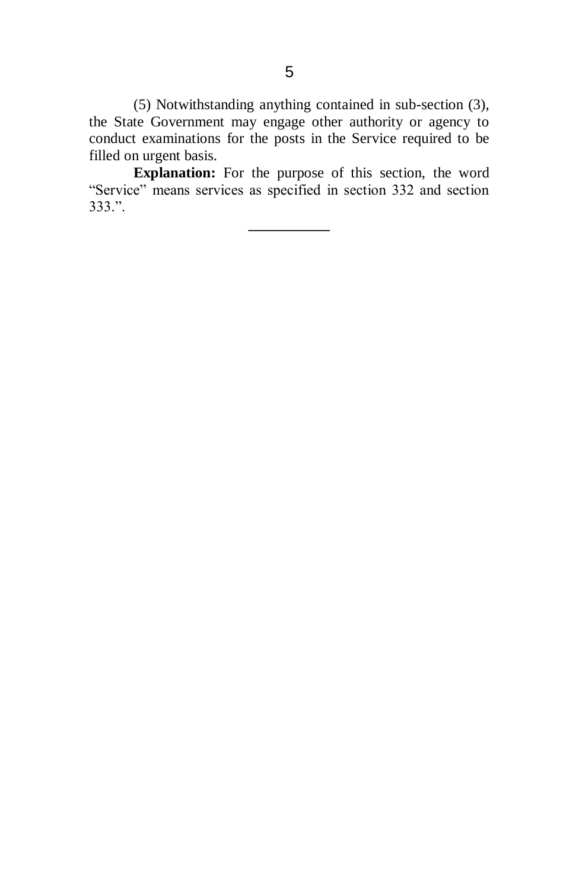(5) Notwithstanding anything contained in sub-section (3), the State Government may engage other authority or agency to conduct examinations for the posts in the Service required to be filled on urgent basis.

**Explanation:** For the purpose of this section, the word "Service" means services as specified in section 332 and section 333.".

---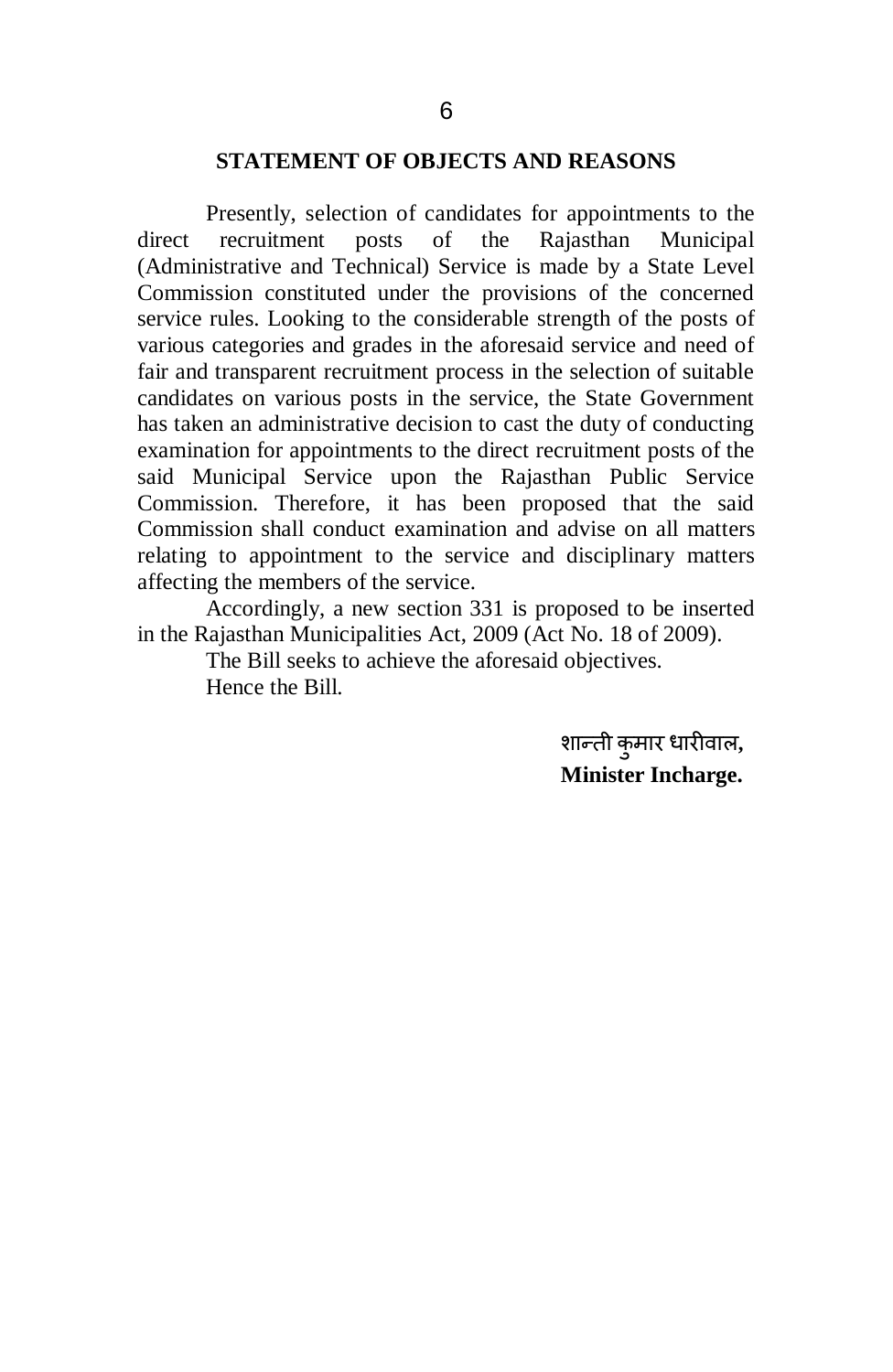## STATEMENT OF OBJECTS AND REASONS

Presently, selection of candidates for appointments to the direct recruitment posts of the Rajasthan Municipal (Administrative and Technical) Service is made by a State Level Commission constituted under the provisions of the concerned service rules. Looking to the considerable strength of the posts of various categories and grades in the aforesaid service and need of fair and transparent recruitment process in the selection of suitable candidates on various posts in the service, the State Government has taken an administrative decision to cast the duty of conducting examination for appointments to the direct recruitment posts of the said Municipal Service upon the Rajasthan Public Service Commission. Therefore, it has been proposed that the said Commission shall conduct examination and advise on all matters relating to appointment to the service and disciplinary matters affecting the members of the service.

Accordingly, a new section 331 is proposed to be inserted in the Rajasthan Municipalities Act, 2009 (Act No. 18 of 2009).

The Bill seeks to achieve the aforesaid objectives.

Hence the Bill.

शान्ती कुमार धारीवाल,
**Minister Incharge.**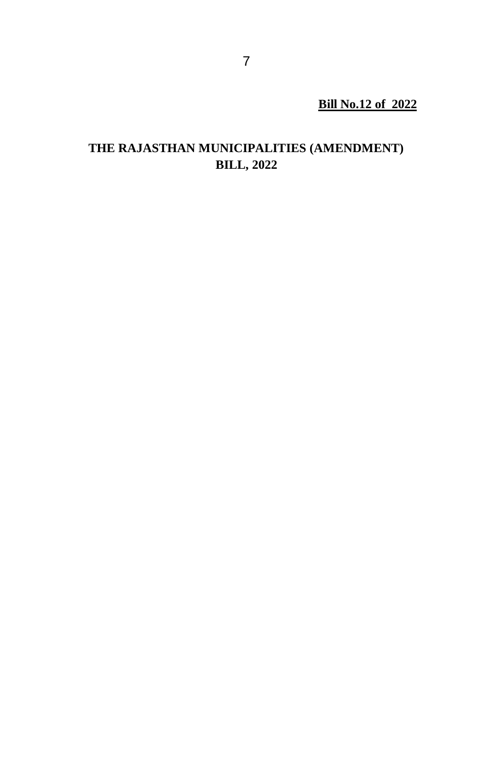**<u>Bill No.12 of 2022</u>**

# THE RAJASTHAN MUNICIPALITIES (AMENDMENT) BILL, 2022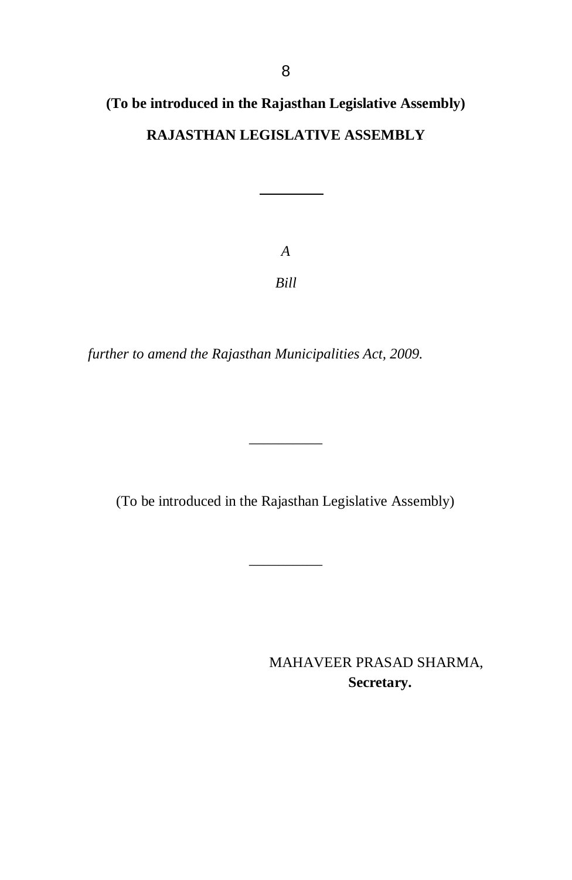**(To be introduced in the Rajasthan Legislative Assembly)**

**RAJASTHAN LEGISLATIVE ASSEMBLY**

---

*A*

*Bill*

*further to amend the Rajasthan Municipalities Act, 2009.*

---

(To be introduced in the Rajasthan Legislative Assembly)

---

MAHAVEER PRASAD SHARMA,
**Secretary.**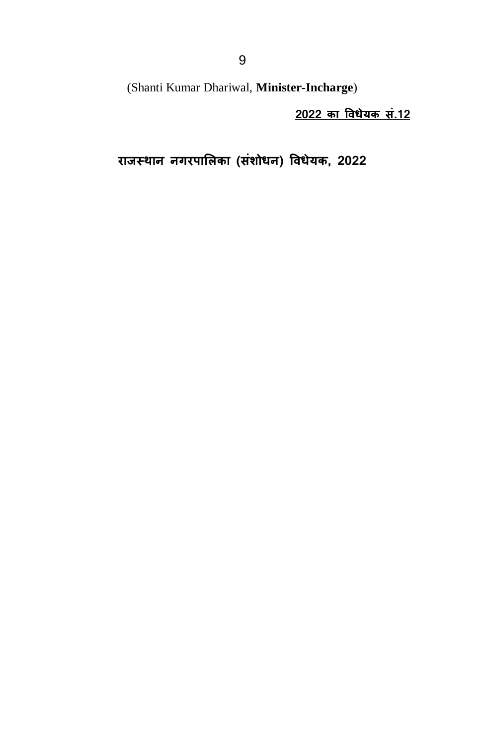(Shanti Kumar Dhariwal, **Minister-Incharge**)

**2022 का विधेयक सं.12**

# राजस्थान नगरपालिका (संशोधन) विधेयक, 2022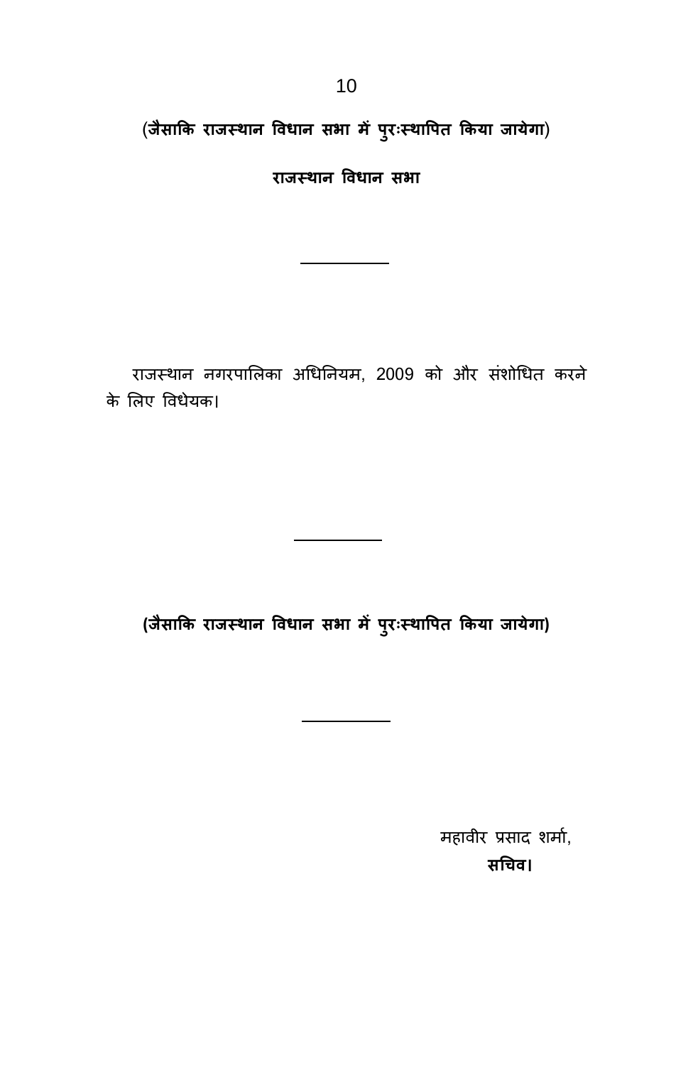**(जैसाकि राजस्थान विधान सभा में पुरःस्थापित किया जायेगा)**

**राजस्थान विधान सभा**

---

राजस्थान नगरपालिका अधिनियम, 2009 को और संशोधित करने के लिए विधेयक।

---

**(जैसाकि राजस्थान विधान सभा में पुरःस्थापित किया जायेगा)**

---

महावीर प्रसाद शर्मा,

**सचिव।**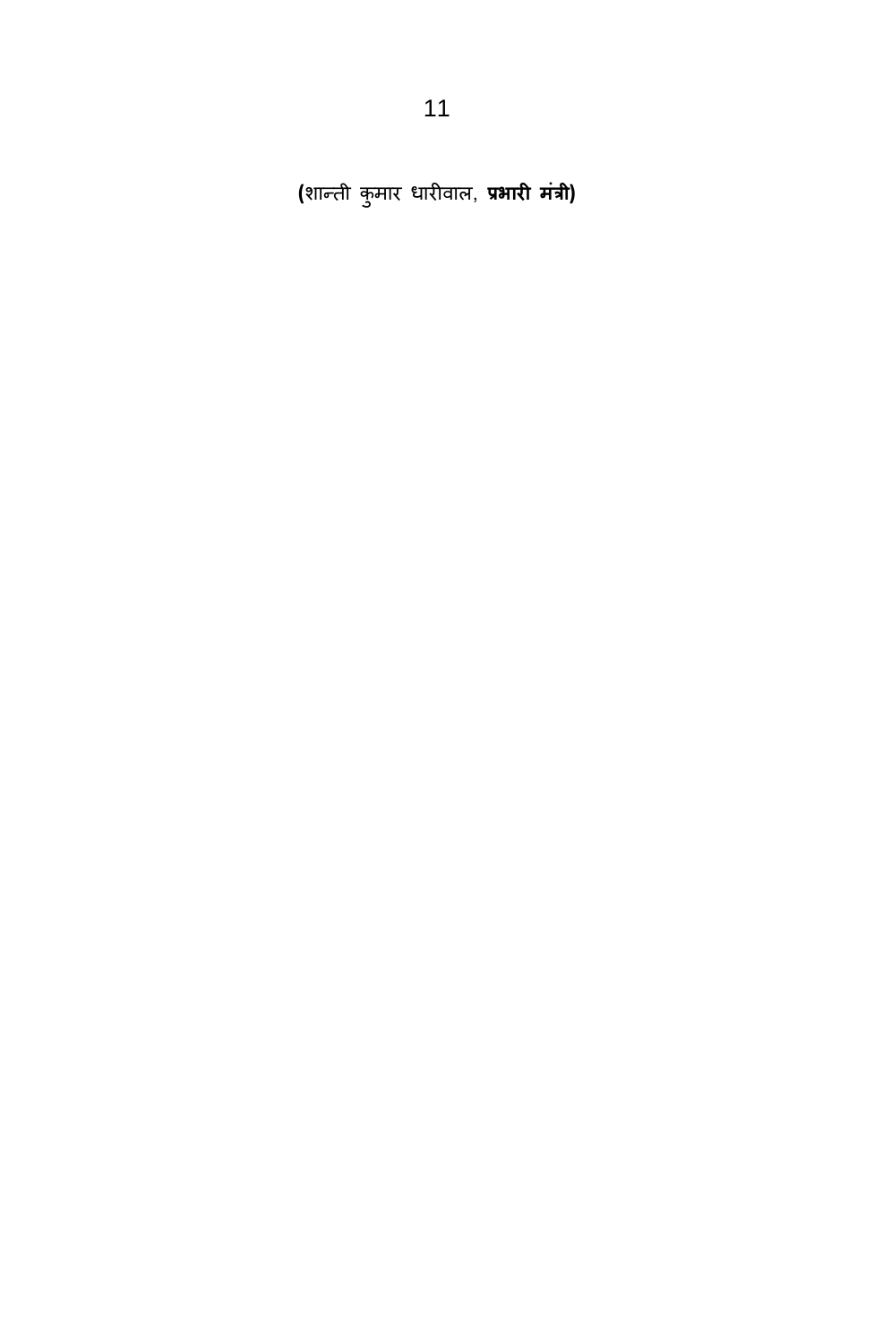**(**शान्ती कुमार धारीवाल, **प्रभारी मंत्री)**